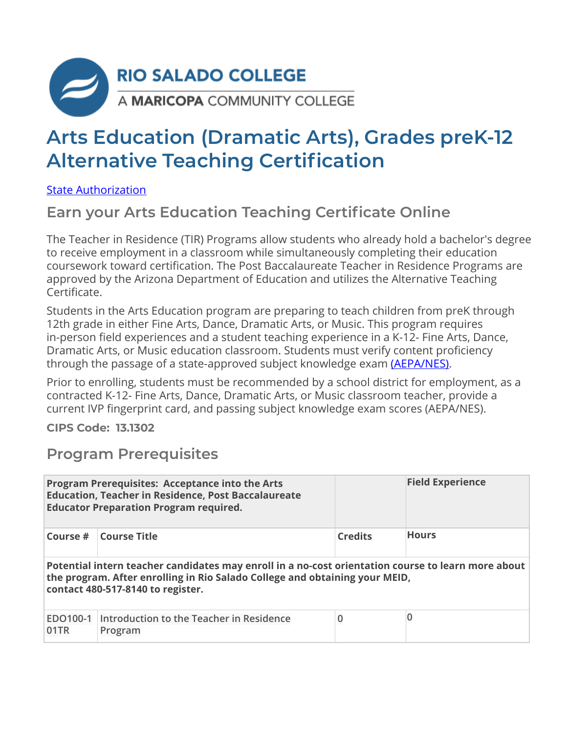# Arts Education (Dramatic Arts), Grades preK-12 Alternative Teaching Certification

[State Authorization]

## Earn your Arts Education Teaching Certificate Online

The Teacher in Residence (TIR) Programs allow students who already hold a bachelor's degree to receive employment in a classroom while simultaneously completing their education coursework toward certification. The Post Baccalaureate Teacher in Residence Programs are approved by the Arizona Department of Education and utilizes the Alternative Teaching Certificate.

Students in the Arts Education program are preparing to teach children from preK through 12th grade in either Fine Arts, Dance, Dramatic Arts, or Music. This program requires in-person field experiences and a student teaching experience in a K-12- Fine Arts, Dance, Dramatic Arts, or Music education classroom. Students must verify content proficiency through the passage of a state-approved subject knowledge exam (AEPA/NES).

Prior to enrolling, students must be recommended by a school district for employment, as a contracted K-12- Fine Arts, Dance, Dramatic Arts, or Music classroom teacher, provide a current IVP fingerprint card, and passing subject knowledge exam scores (AEPA/NES).

**CIPS Code: 13.1302**

## Program Prerequisites

| **Program Prerequisites: Acceptance into the Arts Education, Teacher in Residence, Post Baccalaureate Educator Preparation Program required.** | | | **Field Experience** |
|---|---|---|---|
| **Course #** | **Course Title** | **Credits** | **Hours** |
| **Potential intern teacher candidates may enroll in a no-cost orientation course to learn more about the program. After enrolling in Rio Salado College and obtaining your MEID, contact 480-517-8140 to register.** | | | |
| EDO100-101TR | Introduction to the Teacher in Residence Program | 0 | 0 |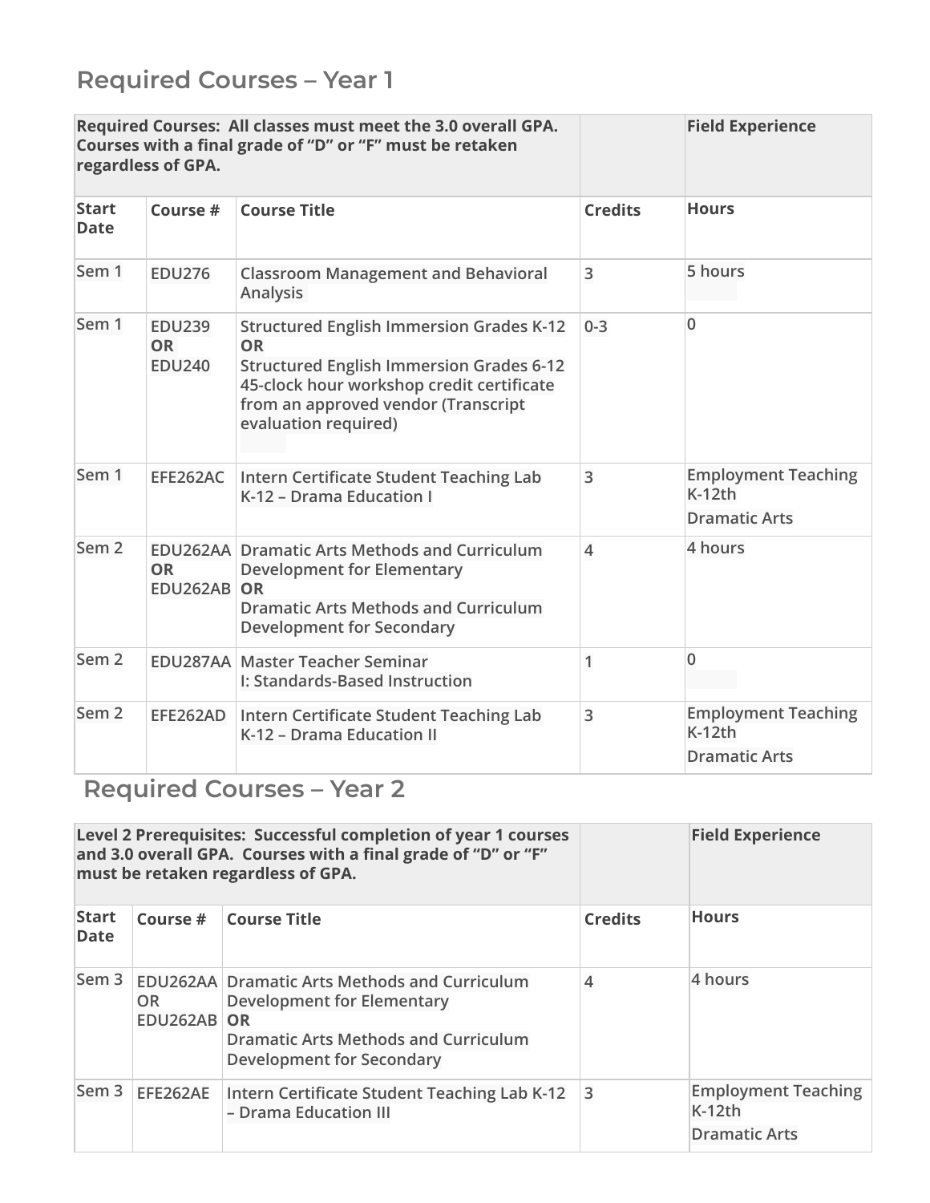## Required Courses – Year 1

| Required Courses: All classes must meet the 3.0 overall GPA. Courses with a final grade of "D" or "F" must be retaken regardless of GPA. | | | | Field Experience |
|---|---|---|---|---|
| **Start Date** | **Course #** | **Course Title** | **Credits** | **Hours** |
| Sem 1 | EDU276 | Classroom Management and Behavioral Analysis | 3 | 5 hours |
| Sem 1 | EDU239 **OR** EDU240 | Structured English Immersion Grades K-12 **OR** Structured English Immersion Grades 6-12 45-clock hour workshop credit certificate from an approved vendor (Transcript evaluation required) | 0-3 | 0 |
| Sem 1 | EFE262AC | Intern Certificate Student Teaching Lab K-12 – Drama Education I | 3 | Employment Teaching K-12th Dramatic Arts |
| Sem 2 | EDU262AA **OR** EDU262AB | Dramatic Arts Methods and Curriculum Development for Elementary **OR** Dramatic Arts Methods and Curriculum Development for Secondary | 4 | 4 hours |
| Sem 2 | EDU287AA | Master Teacher Seminar I: Standards-Based Instruction | 1 | 0 |
| Sem 2 | EFE262AD | Intern Certificate Student Teaching Lab K-12 – Drama Education II | 3 | Employment Teaching K-12th Dramatic Arts |

## Required Courses – Year 2

| Level 2 Prerequisites: Successful completion of year 1 courses and 3.0 overall GPA. Courses with a final grade of "D" or "F" must be retaken regardless of GPA. | | | | Field Experience |
|---|---|---|---|---|
| **Start Date** | **Course #** | **Course Title** | **Credits** | **Hours** |
| Sem 3 | EDU262AA OR EDU262AB | Dramatic Arts Methods and Curriculum Development for Elementary **OR** Dramatic Arts Methods and Curriculum Development for Secondary | 4 | 4 hours |
| Sem 3 | EFE262AE | Intern Certificate Student Teaching Lab K-12 – Drama Education III | 3 | Employment Teaching K-12th Dramatic Arts |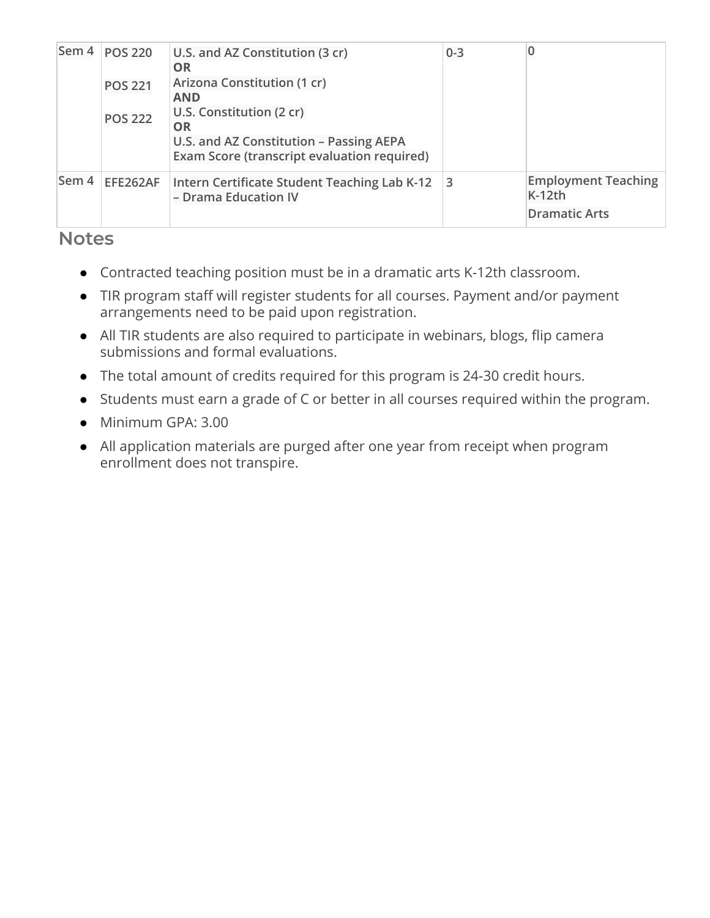| | | | | |
|---|---|---|---|---|
| Sem 4 | POS 220<br><br>POS 221<br><br>POS 222 | U.S. and AZ Constitution (3 cr)<br>**OR**<br>Arizona Constitution (1 cr)<br>**AND**<br>U.S. Constitution (2 cr)<br>**OR**<br>U.S. and AZ Constitution – Passing AEPA Exam Score (transcript evaluation required) | 0-3 | 0 |
| Sem 4 | EFE262AF | Intern Certificate Student Teaching Lab K-12 – Drama Education IV | 3 | Employment Teaching K-12th<br>Dramatic Arts |

## Notes

- Contracted teaching position must be in a dramatic arts K-12th classroom.
- TIR program staff will register students for all courses. Payment and/or payment arrangements need to be paid upon registration.
- All TIR students are also required to participate in webinars, blogs, flip camera submissions and formal evaluations.
- The total amount of credits required for this program is 24-30 credit hours.
- Students must earn a grade of C or better in all courses required within the program.
- Minimum GPA: 3.00
- All application materials are purged after one year from receipt when program enrollment does not transpire.